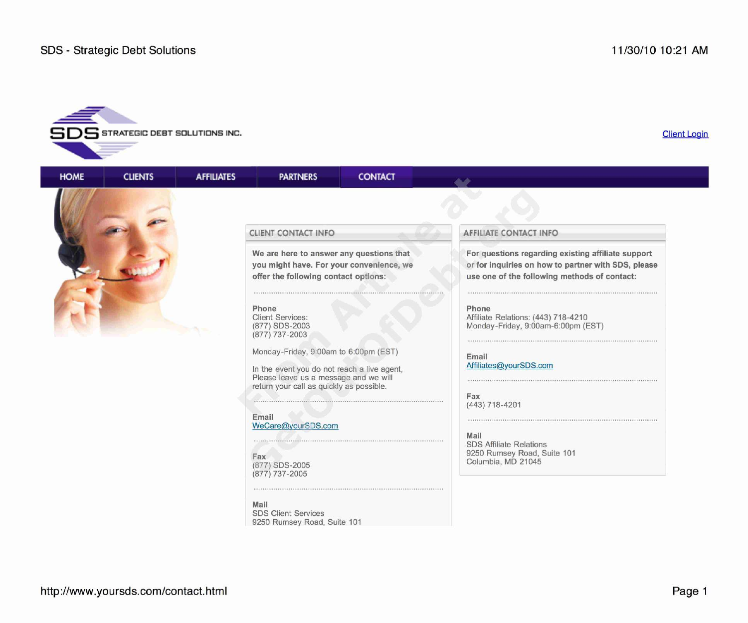SDS STRATEGIC DEBT SOLUTIONS INC.

Client Login

HOME | CLIENTS | AFFILIATES | PARTNERS | CONTACT

## CLIENT CONTACT INFO

**We are here to answer any questions that you might have. For your convenience, we offer the following contact options:**

**Phone**
Client Services:
(877) SDS-2003
(877) 737-2003

Monday-Friday, 9:00am to 6:00pm (EST)

In the event you do not reach a live agent, Please leave us a message and we will return your call as quickly as possible.

**Email**
WeCare@yourSDS.com

**Fax**
(877) SDS-2005
(877) 737-2005

**Mail**
SDS Client Services
9250 Rumsey Road, Suite 101

## AFFILIATE CONTACT INFO

**For questions regarding existing affiliate support or for inquiries on how to partner with SDS, please use one of the following methods of contact:**

**Phone**
Affiliate Relations: (443) 718-4210
Monday-Friday, 9:00am-6:00pm (EST)

**Email**
Affiliates@yourSDS.com

**Fax**
(443) 718-4201

**Mail**
SDS Affiliate Relations
9250 Rumsey Road, Suite 101
Columbia, MD 21045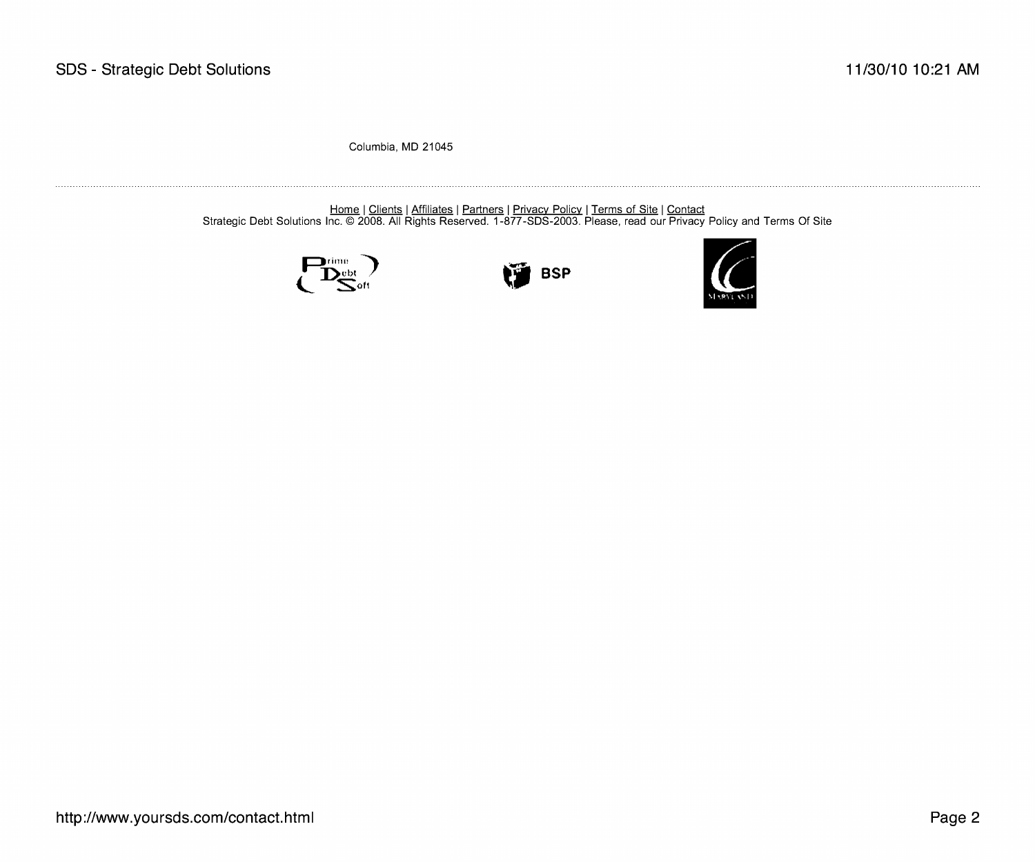Columbia, MD 21045

---

Home | Clients | Affiliates | Partners | Privacy Policy | Terms of Site | Contact
Strategic Debt Solutions Inc. © 2008. All Rights Reserved. 1-877-SDS-2003. Please, read our Privacy Policy and Terms Of Site